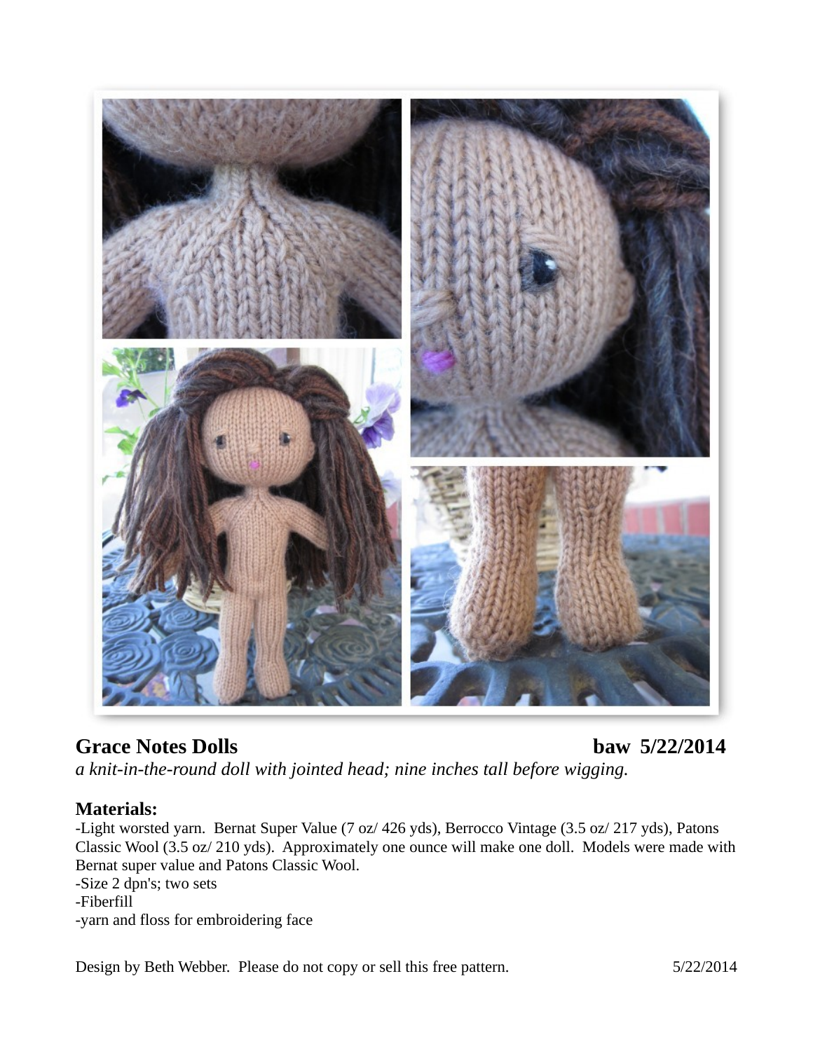**Grace Notes Dolls** **baw 5/22/2014**

*a knit-in-the-round doll with jointed head; nine inches tall before wigging.*

## Materials:

-Light worsted yarn. Bernat Super Value (7 oz/ 426 yds), Berrocco Vintage (3.5 oz/ 217 yds), Patons Classic Wool (3.5 oz/ 210 yds). Approximately one ounce will make one doll. Models were made with Bernat super value and Patons Classic Wool.
-Size 2 dpn's; two sets
-Fiberfill
-yarn and floss for embroidering face

Design by Beth Webber. Please do not copy or sell this free pattern.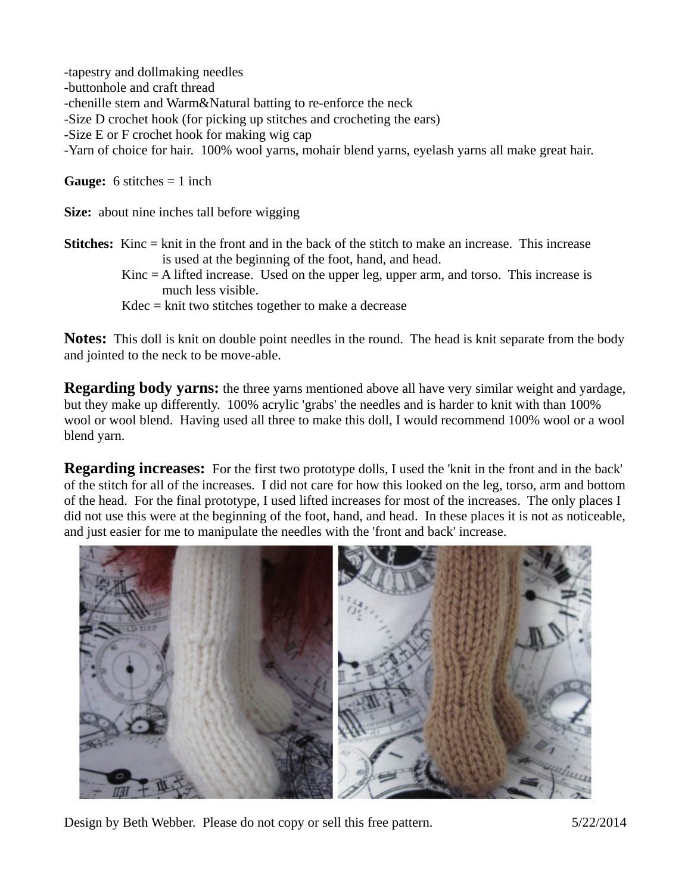-tapestry and dollmaking needles
-buttonhole and craft thread
-chenille stem and Warm&Natural batting to re-enforce the neck
-Size D crochet hook (for picking up stitches and crocheting the ears)
-Size E or F crochet hook for making wig cap
-Yarn of choice for hair. 100% wool yarns, mohair blend yarns, eyelash yarns all make great hair.

**Gauge:** 6 stitches = 1 inch

**Size:** about nine inches tall before wigging

**Stitches:** Kinc = knit in the front and in the back of the stitch to make an increase. This increase is used at the beginning of the foot, hand, and head.
Kinc = A lifted increase. Used on the upper leg, upper arm, and torso. This increase is much less visible.
Kdec = knit two stitches together to make a decrease

**Notes:** This doll is knit on double point needles in the round. The head is knit separate from the body and jointed to the neck to be move-able.

**Regarding body yarns:** the three yarns mentioned above all have very similar weight and yardage, but they make up differently. 100% acrylic 'grabs' the needles and is harder to knit with than 100% wool or wool blend. Having used all three to make this doll, I would recommend 100% wool or a wool blend yarn.

**Regarding increases:** For the first two prototype dolls, I used the 'knit in the front and in the back' of the stitch for all of the increases. I did not care for how this looked on the leg, torso, arm and bottom of the head. For the final prototype, I used lifted increases for most of the increases. The only places I did not use this were at the beginning of the foot, hand, and head. In these places it is not as noticeable, and just easier for me to manipulate the needles with the 'front and back' increase.

Design by Beth Webber. Please do not copy or sell this free pattern. 5/22/2014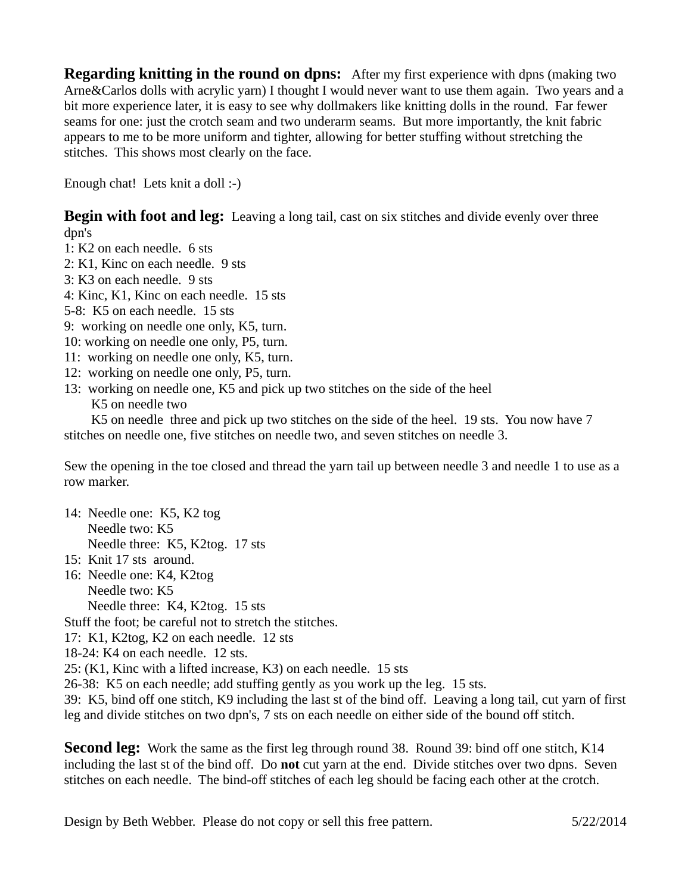**Regarding knitting in the round on dpns:** After my first experience with dpns (making two Arne&Carlos dolls with acrylic yarn) I thought I would never want to use them again. Two years and a bit more experience later, it is easy to see why dollmakers like knitting dolls in the round. Far fewer seams for one: just the crotch seam and two underarm seams. But more importantly, the knit fabric appears to me to be more uniform and tighter, allowing for better stuffing without stretching the stitches. This shows most clearly on the face.

Enough chat! Lets knit a doll :-)

**Begin with foot and leg:** Leaving a long tail, cast on six stitches and divide evenly over three dpn's

1: K2 on each needle. 6 sts
2: K1, Kinc on each needle. 9 sts
3: K3 on each needle. 9 sts
4: Kinc, K1, Kinc on each needle. 15 sts
5-8: K5 on each needle. 15 sts
9: working on needle one only, K5, turn.
10: working on needle one only, P5, turn.
11: working on needle one only, K5, turn.
12: working on needle one only, P5, turn.
13: working on needle one, K5 and pick up two stitches on the side of the heel
    K5 on needle two
    K5 on needle three and pick up two stitches on the side of the heel. 19 sts. You now have 7 stitches on needle one, five stitches on needle two, and seven stitches on needle 3.

Sew the opening in the toe closed and thread the yarn tail up between needle 3 and needle 1 to use as a row marker.

14: Needle one: K5, K2 tog
    Needle two: K5
    Needle three: K5, K2tog. 17 sts
15: Knit 17 sts around.
16: Needle one: K4, K2tog
    Needle two: K5
    Needle three: K4, K2tog. 15 sts

Stuff the foot; be careful not to stretch the stitches.

17: K1, K2tog, K2 on each needle. 12 sts
18-24: K4 on each needle. 12 sts.
25: (K1, Kinc with a lifted increase, K3) on each needle. 15 sts
26-38: K5 on each needle; add stuffing gently as you work up the leg. 15 sts.
39: K5, bind off one stitch, K9 including the last st of the bind off. Leaving a long tail, cut yarn of first leg and divide stitches on two dpn's, 7 sts on each needle on either side of the bound off stitch.

**Second leg:** Work the same as the first leg through round 38. Round 39: bind off one stitch, K14 including the last st of the bind off. Do **not** cut yarn at the end. Divide stitches over two dpns. Seven stitches on each needle. The bind-off stitches of each leg should be facing each other at the crotch.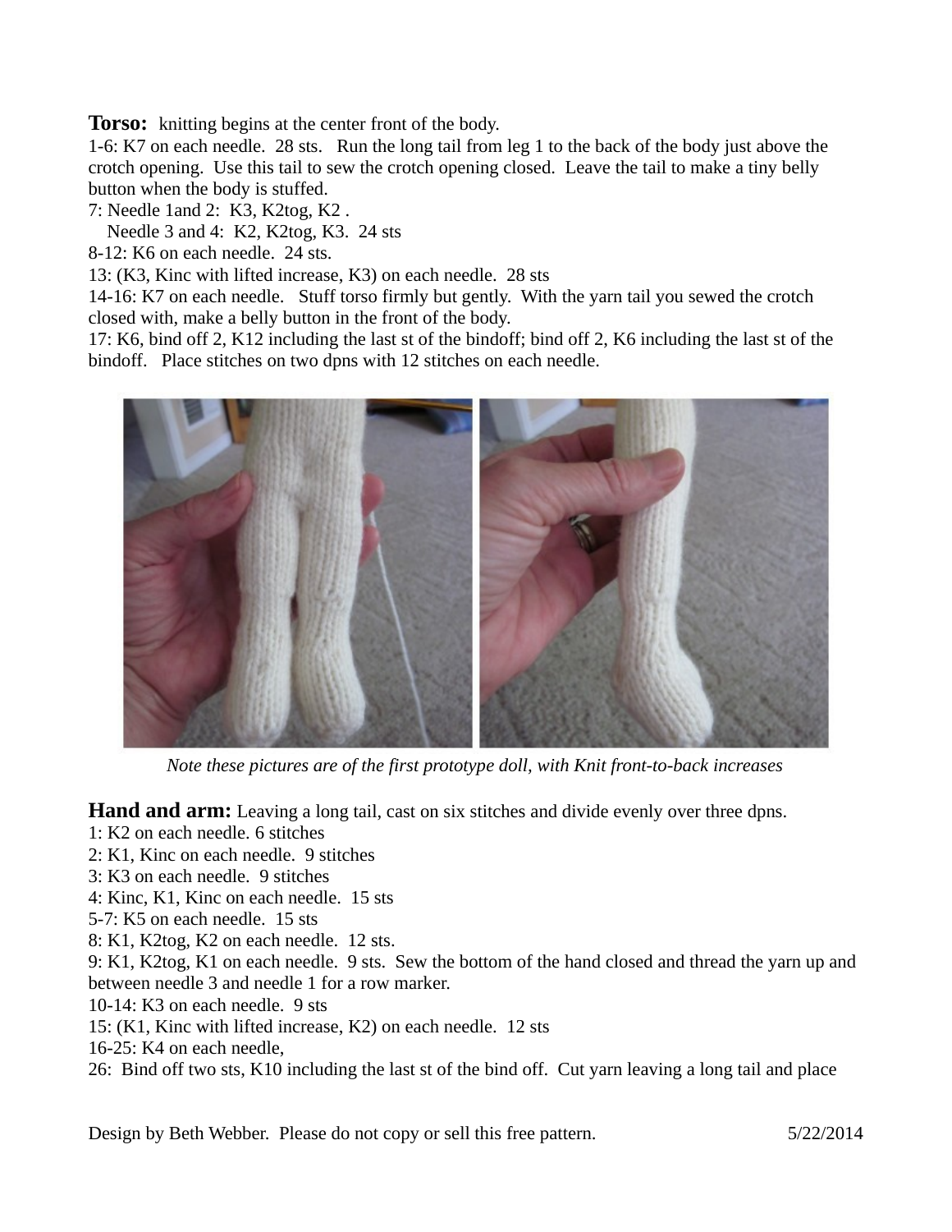**Torso:** knitting begins at the center front of the body.

1-6: K7 on each needle. 28 sts. Run the long tail from leg 1 to the back of the body just above the crotch opening. Use this tail to sew the crotch opening closed. Leave the tail to make a tiny belly button when the body is stuffed.

7: Needle 1and 2: K3, K2tog, K2 .
 Needle 3 and 4: K2, K2tog, K3. 24 sts

8-12: K6 on each needle. 24 sts.

13: (K3, Kinc with lifted increase, K3) on each needle. 28 sts

14-16: K7 on each needle. Stuff torso firmly but gently. With the yarn tail you sewed the crotch closed with, make a belly button in the front of the body.

17: K6, bind off 2, K12 including the last st of the bindoff; bind off 2, K6 including the last st of the bindoff. Place stitches on two dpns with 12 stitches on each needle.

*Note these pictures are of the first prototype doll, with Knit front-to-back increases*

**Hand and arm:** Leaving a long tail, cast on six stitches and divide evenly over three dpns.

1: K2 on each needle. 6 stitches

2: K1, Kinc on each needle. 9 stitches

3: K3 on each needle. 9 stitches

4: Kinc, K1, Kinc on each needle. 15 sts

5-7: K5 on each needle. 15 sts

8: K1, K2tog, K2 on each needle. 12 sts.

9: K1, K2tog, K1 on each needle. 9 sts. Sew the bottom of the hand closed and thread the yarn up and between needle 3 and needle 1 for a row marker.

10-14: K3 on each needle. 9 sts

15: (K1, Kinc with lifted increase, K2) on each needle. 12 sts

16-25: K4 on each needle,

26: Bind off two sts, K10 including the last st of the bind off. Cut yarn leaving a long tail and place

Design by Beth Webber. Please do not copy or sell this free pattern. 5/22/2014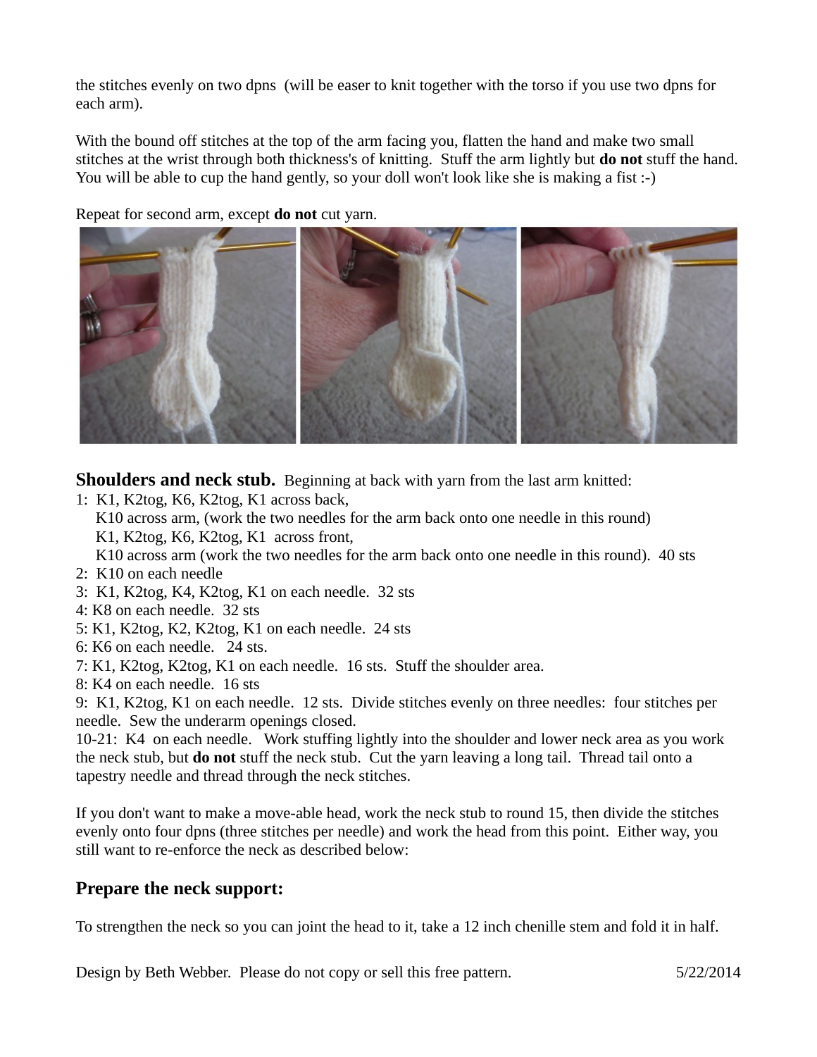the stitches evenly on two dpns (will be easer to knit together with the torso if you use two dpns for each arm).

With the bound off stitches at the top of the arm facing you, flatten the hand and make two small stitches at the wrist through both thickness's of knitting. Stuff the arm lightly but **do not** stuff the hand. You will be able to cup the hand gently, so your doll won't look like she is making a fist :-)

Repeat for second arm, except **do not** cut yarn.

## Shoulders and neck stub.

Beginning at back with yarn from the last arm knitted:

1: K1, K2tog, K6, K2tog, K1 across back,
   K10 across arm, (work the two needles for the arm back onto one needle in this round)
   K1, K2tog, K6, K2tog, K1 across front,
   K10 across arm (work the two needles for the arm back onto one needle in this round). 40 sts
2: K10 on each needle
3: K1, K2tog, K4, K2tog, K1 on each needle. 32 sts
4: K8 on each needle. 32 sts
5: K1, K2tog, K2, K2tog, K1 on each needle. 24 sts
6: K6 on each needle. 24 sts.
7: K1, K2tog, K2tog, K1 on each needle. 16 sts. Stuff the shoulder area.
8: K4 on each needle. 16 sts
9: K1, K2tog, K1 on each needle. 12 sts. Divide stitches evenly on three needles: four stitches per needle. Sew the underarm openings closed.
10-21: K4 on each needle. Work stuffing lightly into the shoulder and lower neck area as you work the neck stub, but **do not** stuff the neck stub. Cut the yarn leaving a long tail. Thread tail onto a tapestry needle and thread through the neck stitches.

If you don't want to make a move-able head, work the neck stub to round 15, then divide the stitches evenly onto four dpns (three stitches per needle) and work the head from this point. Either way, you still want to re-enforce the neck as described below:

## Prepare the neck support:

To strengthen the neck so you can joint the head to it, take a 12 inch chenille stem and fold it in half.

Design by Beth Webber. Please do not copy or sell this free pattern. 5/22/2014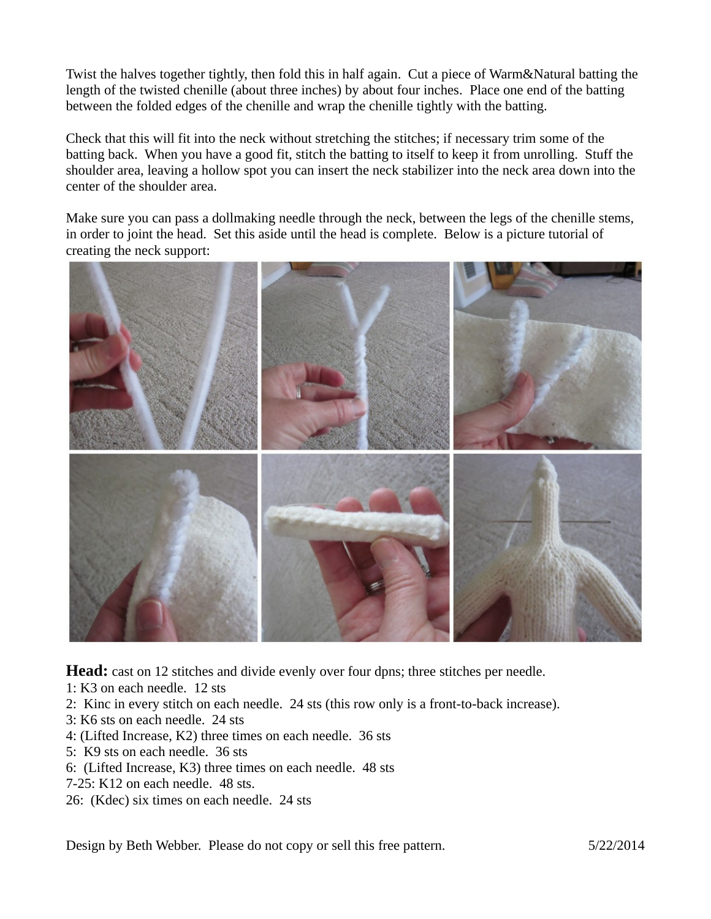Twist the halves together tightly, then fold this in half again. Cut a piece of Warm&Natural batting the length of the twisted chenille (about three inches) by about four inches. Place one end of the batting between the folded edges of the chenille and wrap the chenille tightly with the batting.

Check that this will fit into the neck without stretching the stitches; if necessary trim some of the batting back. When you have a good fit, stitch the batting to itself to keep it from unrolling. Stuff the shoulder area, leaving a hollow spot you can insert the neck stabilizer into the neck area down into the center of the shoulder area.

Make sure you can pass a dollmaking needle through the neck, between the legs of the chenille stems, in order to joint the head. Set this aside until the head is complete. Below is a picture tutorial of creating the neck support:

**Head:** cast on 12 stitches and divide evenly over four dpns; three stitches per needle.

1: K3 on each needle. 12 sts
2: Kinc in every stitch on each needle. 24 sts (this row only is a front-to-back increase).
3: K6 sts on each needle. 24 sts
4: (Lifted Increase, K2) three times on each needle. 36 sts
5: K9 sts on each needle. 36 sts
6: (Lifted Increase, K3) three times on each needle. 48 sts
7-25: K12 on each needle. 48 sts.
26: (Kdec) six times on each needle. 24 sts

Design by Beth Webber. Please do not copy or sell this free pattern. 5/22/2014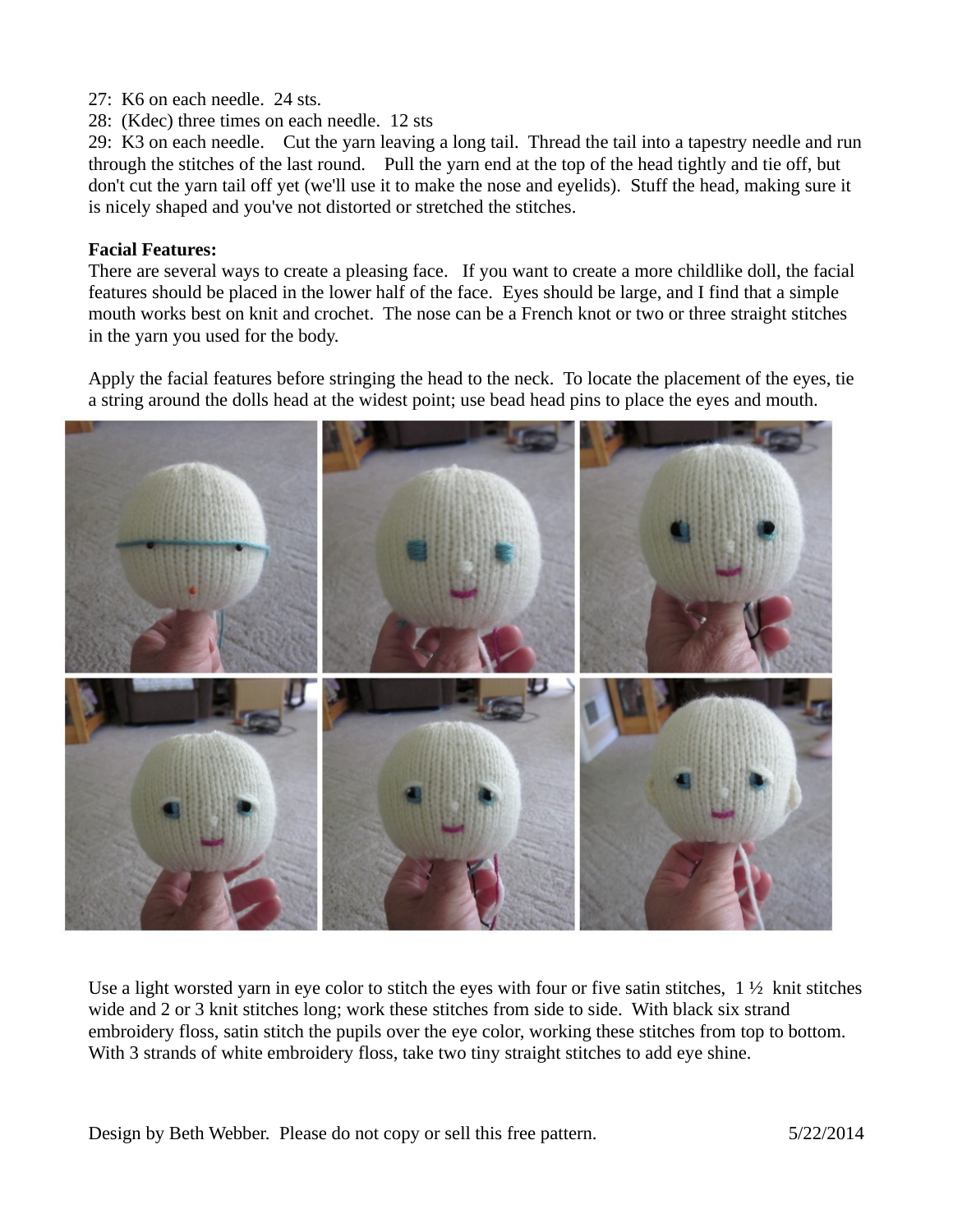27: K6 on each needle. 24 sts.
28: (Kdec) three times on each needle. 12 sts
29: K3 on each needle. Cut the yarn leaving a long tail. Thread the tail into a tapestry needle and run through the stitches of the last round. Pull the yarn end at the top of the head tightly and tie off, but don't cut the yarn tail off yet (we'll use it to make the nose and eyelids). Stuff the head, making sure it is nicely shaped and you've not distorted or stretched the stitches.

**Facial Features:**
There are several ways to create a pleasing face. If you want to create a more childlike doll, the facial features should be placed in the lower half of the face. Eyes should be large, and I find that a simple mouth works best on knit and crochet. The nose can be a French knot or two or three straight stitches in the yarn you used for the body.

Apply the facial features before stringing the head to the neck. To locate the placement of the eyes, tie a string around the dolls head at the widest point; use bead head pins to place the eyes and mouth.

Use a light worsted yarn in eye color to stitch the eyes with four or five satin stitches, 1 ½ knit stitches wide and 2 or 3 knit stitches long; work these stitches from side to side. With black six strand embroidery floss, satin stitch the pupils over the eye color, working these stitches from top to bottom. With 3 strands of white embroidery floss, take two tiny straight stitches to add eye shine.

Design by Beth Webber. Please do not copy or sell this free pattern. 5/22/2014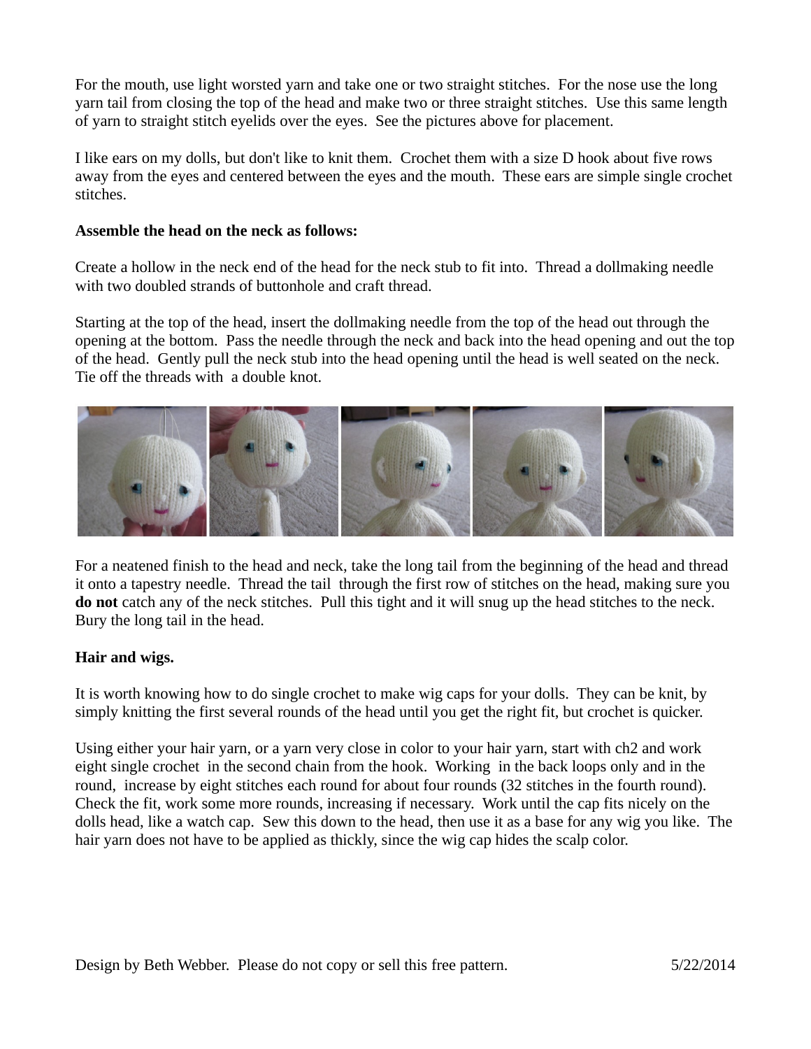For the mouth, use light worsted yarn and take one or two straight stitches. For the nose use the long yarn tail from closing the top of the head and make two or three straight stitches. Use this same length of yarn to straight stitch eyelids over the eyes. See the pictures above for placement.

I like ears on my dolls, but don't like to knit them. Crochet them with a size D hook about five rows away from the eyes and centered between the eyes and the mouth. These ears are simple single crochet stitches.

**Assemble the head on the neck as follows:**

Create a hollow in the neck end of the head for the neck stub to fit into. Thread a dollmaking needle with two doubled strands of buttonhole and craft thread.

Starting at the top of the head, insert the dollmaking needle from the top of the head out through the opening at the bottom. Pass the needle through the neck and back into the head opening and out the top of the head. Gently pull the neck stub into the head opening until the head is well seated on the neck. Tie off the threads with a double knot.

For a neatened finish to the head and neck, take the long tail from the beginning of the head and thread it onto a tapestry needle. Thread the tail through the first row of stitches on the head, making sure you **do not** catch any of the neck stitches. Pull this tight and it will snug up the head stitches to the neck. Bury the long tail in the head.

**Hair and wigs.**

It is worth knowing how to do single crochet to make wig caps for your dolls. They can be knit, by simply knitting the first several rounds of the head until you get the right fit, but crochet is quicker.

Using either your hair yarn, or a yarn very close in color to your hair yarn, start with ch2 and work eight single crochet in the second chain from the hook. Working in the back loops only and in the round, increase by eight stitches each round for about four rounds (32 stitches in the fourth round). Check the fit, work some more rounds, increasing if necessary. Work until the cap fits nicely on the dolls head, like a watch cap. Sew this down to the head, then use it as a base for any wig you like. The hair yarn does not have to be applied as thickly, since the wig cap hides the scalp color.

Design by Beth Webber. Please do not copy or sell this free pattern. 5/22/2014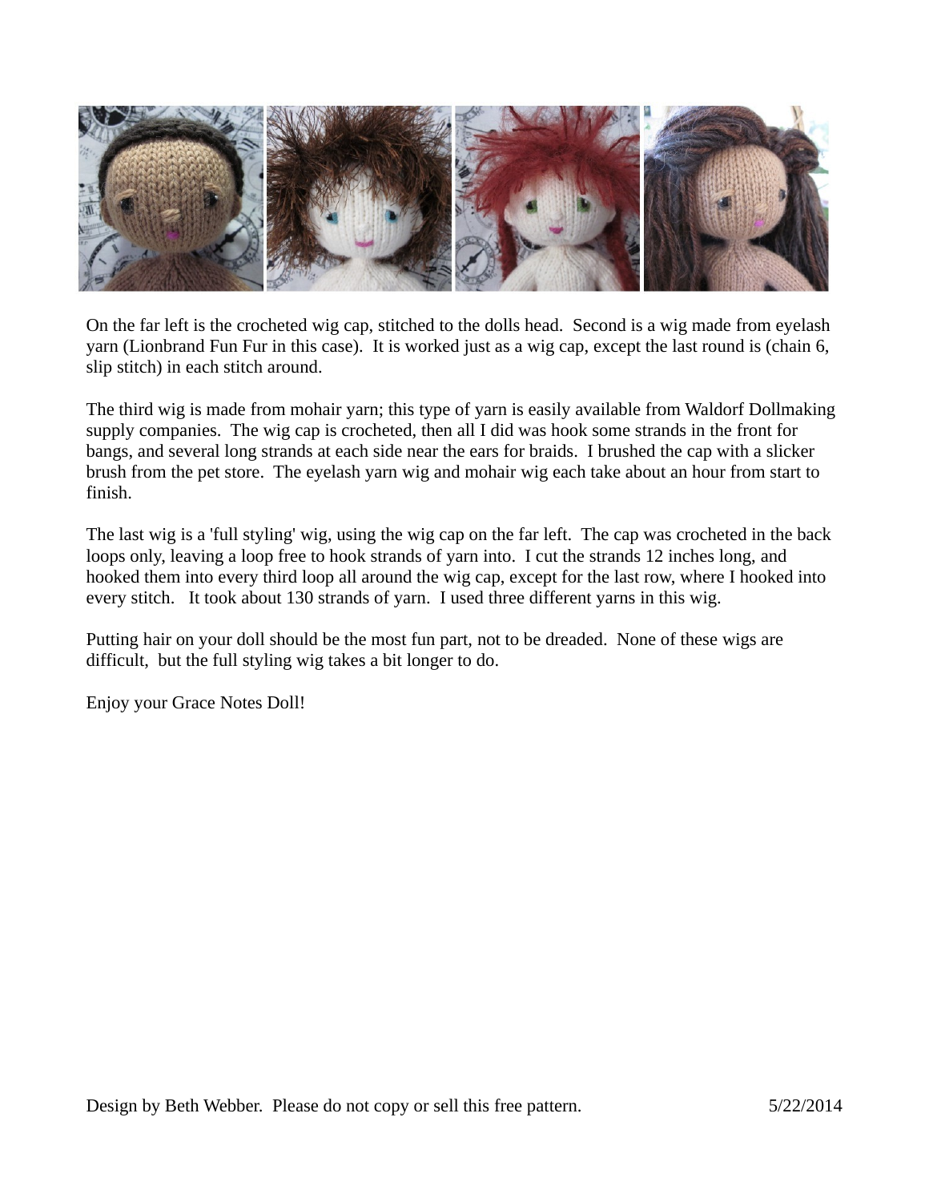On the far left is the crocheted wig cap, stitched to the dolls head. Second is a wig made from eyelash yarn (Lionbrand Fun Fur in this case). It is worked just as a wig cap, except the last round is (chain 6, slip stitch) in each stitch around.

The third wig is made from mohair yarn; this type of yarn is easily available from Waldorf Dollmaking supply companies. The wig cap is crocheted, then all I did was hook some strands in the front for bangs, and several long strands at each side near the ears for braids. I brushed the cap with a slicker brush from the pet store. The eyelash yarn wig and mohair wig each take about an hour from start to finish.

The last wig is a 'full styling' wig, using the wig cap on the far left. The cap was crocheted in the back loops only, leaving a loop free to hook strands of yarn into. I cut the strands 12 inches long, and hooked them into every third loop all around the wig cap, except for the last row, where I hooked into every stitch. It took about 130 strands of yarn. I used three different yarns in this wig.

Putting hair on your doll should be the most fun part, not to be dreaded. None of these wigs are difficult, but the full styling wig takes a bit longer to do.

Enjoy your Grace Notes Doll!

Design by Beth Webber. Please do not copy or sell this free pattern. 5/22/2014